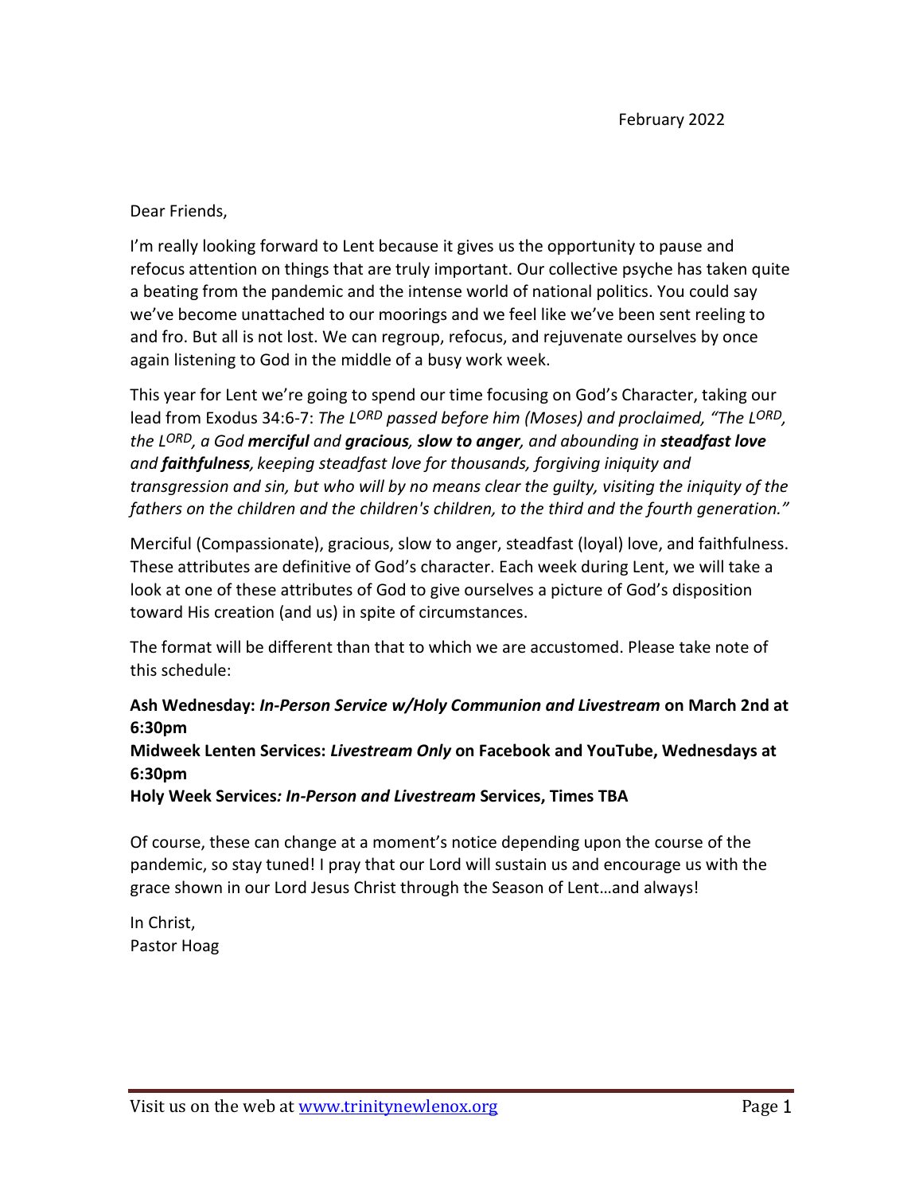February 2022

Dear Friends,

I'm really looking forward to Lent because it gives us the opportunity to pause and refocus attention on things that are truly important. Our collective psyche has taken quite a beating from the pandemic and the intense world of national politics. You could say we've become unattached to our moorings and we feel like we've been sent reeling to and fro. But all is not lost. We can regroup, refocus, and rejuvenate ourselves by once again listening to God in the middle of a busy work week.

This year for Lent we're going to spend our time focusing on God's Character, taking our lead from Exodus 34:6-7: *The LORD passed before him (Moses) and proclaimed, "The LORD, the LORD, a God **merciful** and **gracious**, **slow to anger**, and abounding in **steadfast love** and **faithfulness**, keeping steadfast love for thousands, forgiving iniquity and transgression and sin, but who will by no means clear the guilty, visiting the iniquity of the fathers on the children and the children's children, to the third and the fourth generation."*

Merciful (Compassionate), gracious, slow to anger, steadfast (loyal) love, and faithfulness. These attributes are definitive of God's character. Each week during Lent, we will take a look at one of these attributes of God to give ourselves a picture of God's disposition toward His creation (and us) in spite of circumstances.

The format will be different than that to which we are accustomed. Please take note of this schedule:

**Ash Wednesday: *In-Person Service w/Holy Communion and Livestream* on March 2nd at 6:30pm**
**Midweek Lenten Services: *Livestream Only* on Facebook and YouTube, Wednesdays at 6:30pm**
**Holy Week Services*: In-Person and Livestream* Services, Times TBA**

Of course, these can change at a moment's notice depending upon the course of the pandemic, so stay tuned! I pray that our Lord will sustain us and encourage us with the grace shown in our Lord Jesus Christ through the Season of Lent…and always!

In Christ,
Pastor Hoag

Visit us on the web at [www.trinitynewlenox.org](http://www.trinitynewlenox.org)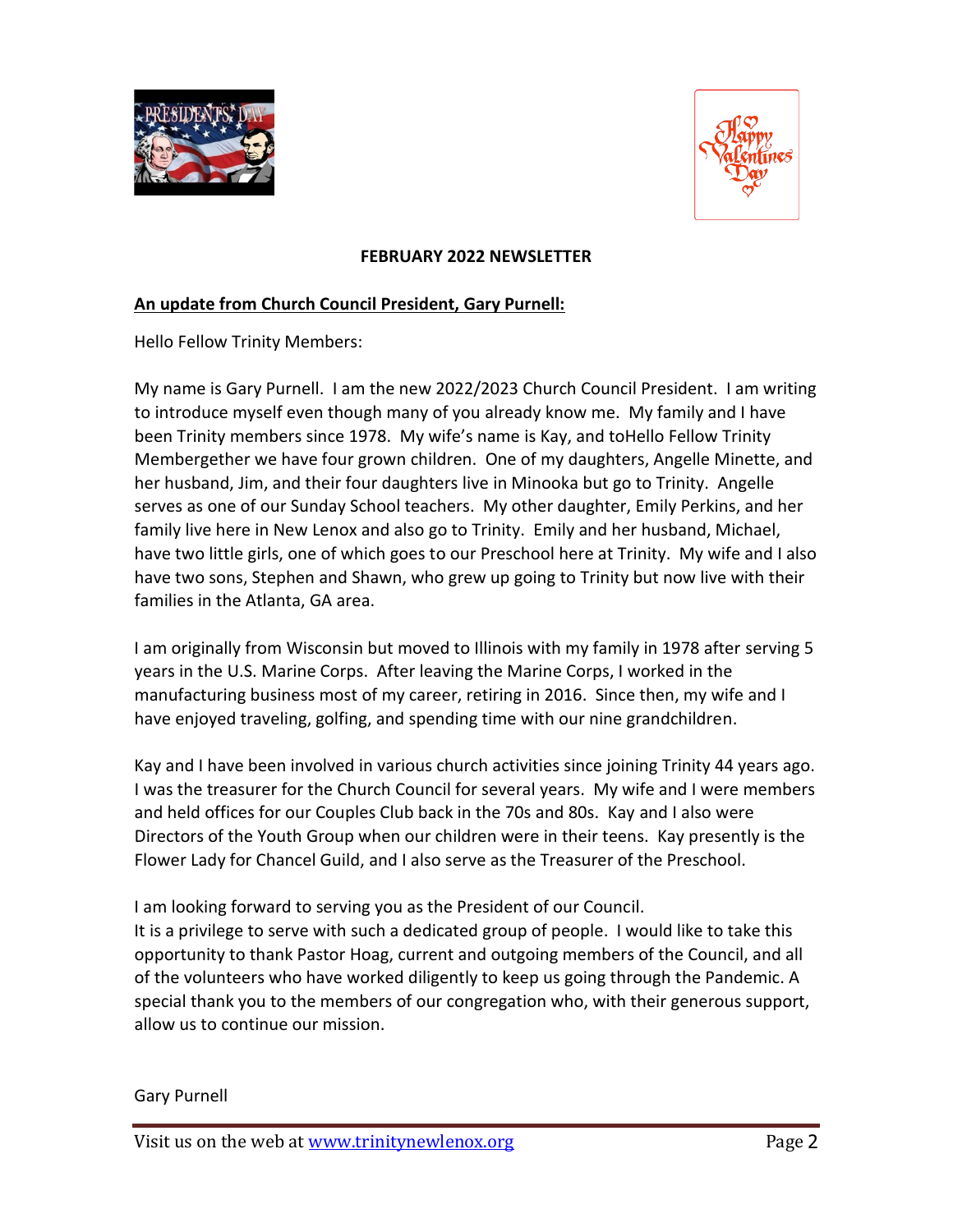**FEBRUARY 2022 NEWSLETTER**

**An update from Church Council President, Gary Purnell:**

Hello Fellow Trinity Members:

My name is Gary Purnell. I am the new 2022/2023 Church Council President. I am writing to introduce myself even though many of you already know me. My family and I have been Trinity members since 1978. My wife's name is Kay, and toHello Fellow Trinity Membergether we have four grown children. One of my daughters, Angelle Minette, and her husband, Jim, and their four daughters live in Minooka but go to Trinity. Angelle serves as one of our Sunday School teachers. My other daughter, Emily Perkins, and her family live here in New Lenox and also go to Trinity. Emily and her husband, Michael, have two little girls, one of which goes to our Preschool here at Trinity. My wife and I also have two sons, Stephen and Shawn, who grew up going to Trinity but now live with their families in the Atlanta, GA area.

I am originally from Wisconsin but moved to Illinois with my family in 1978 after serving 5 years in the U.S. Marine Corps. After leaving the Marine Corps, I worked in the manufacturing business most of my career, retiring in 2016. Since then, my wife and I have enjoyed traveling, golfing, and spending time with our nine grandchildren.

Kay and I have been involved in various church activities since joining Trinity 44 years ago. I was the treasurer for the Church Council for several years. My wife and I were members and held offices for our Couples Club back in the 70s and 80s. Kay and I also were Directors of the Youth Group when our children were in their teens. Kay presently is the Flower Lady for Chancel Guild, and I also serve as the Treasurer of the Preschool.

I am looking forward to serving you as the President of our Council.
It is a privilege to serve with such a dedicated group of people. I would like to take this opportunity to thank Pastor Hoag, current and outgoing members of the Council, and all of the volunteers who have worked diligently to keep us going through the Pandemic. A special thank you to the members of our congregation who, with their generous support, allow us to continue our mission.

Gary Purnell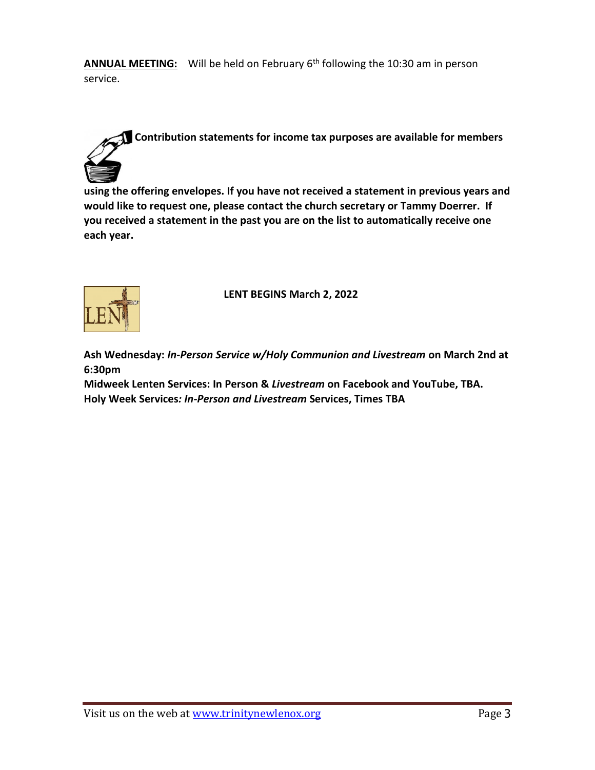**<u>ANNUAL MEETING:</u>** Will be held on February 6th following the 10:30 am in person service.

**Contribution statements for income tax purposes are available for members using the offering envelopes. If you have not received a statement in previous years and would like to request one, please contact the church secretary or Tammy Doerrer. If you received a statement in the past you are on the list to automatically receive one each year.**

**LENT BEGINS March 2, 2022**

**Ash Wednesday: *In-Person Service w/Holy Communion and Livestream* on March 2nd at 6:30pm**
**Midweek Lenten Services: In Person & *Livestream* on Facebook and YouTube, TBA.**
**Holy Week Services*: In-Person and Livestream* Services, Times TBA**

Visit us on the web at www.trinitynewlenox.org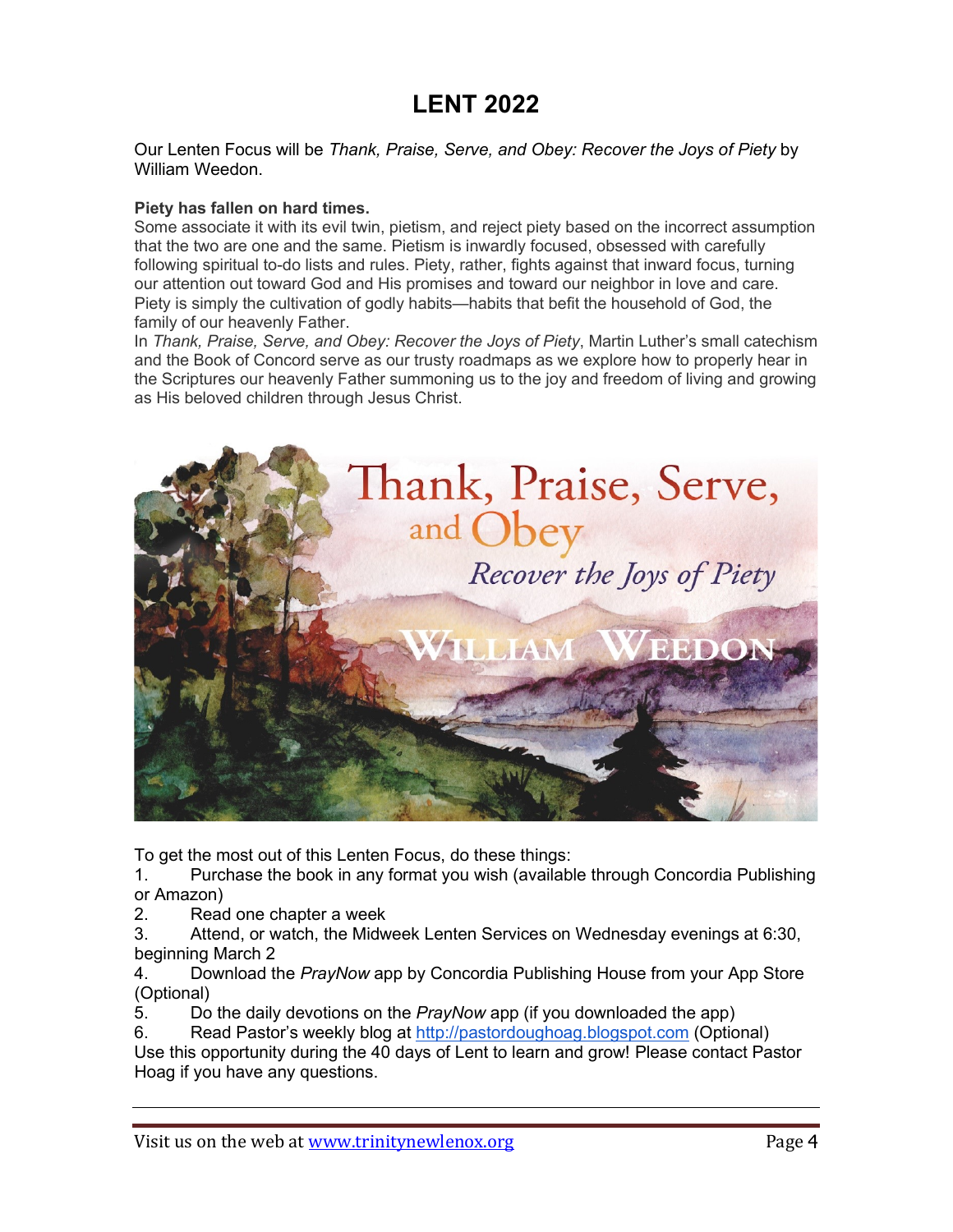# LENT 2022

Our Lenten Focus will be *Thank, Praise, Serve, and Obey: Recover the Joys of Piety* by William Weedon.

**Piety has fallen on hard times.**

Some associate it with its evil twin, pietism, and reject piety based on the incorrect assumption that the two are one and the same. Pietism is inwardly focused, obsessed with carefully following spiritual to-do lists and rules. Piety, rather, fights against that inward focus, turning our attention out toward God and His promises and toward our neighbor in love and care. Piety is simply the cultivation of godly habits—habits that befit the household of God, the family of our heavenly Father.

In *Thank, Praise, Serve, and Obey: Recover the Joys of Piety*, Martin Luther's small catechism and the Book of Concord serve as our trusty roadmaps as we explore how to properly hear in the Scriptures our heavenly Father summoning us to the joy and freedom of living and growing as His beloved children through Jesus Christ.

To get the most out of this Lenten Focus, do these things:

1. Purchase the book in any format you wish (available through Concordia Publishing or Amazon)
2. Read one chapter a week
3. Attend, or watch, the Midweek Lenten Services on Wednesday evenings at 6:30, beginning March 2
4. Download the *PrayNow* app by Concordia Publishing House from your App Store (Optional)
5. Do the daily devotions on the *PrayNow* app (if you downloaded the app)
6. Read Pastor's weekly blog at http://pastordoughoag.blogspot.com (Optional)

Use this opportunity during the 40 days of Lent to learn and grow! Please contact Pastor Hoag if you have any questions.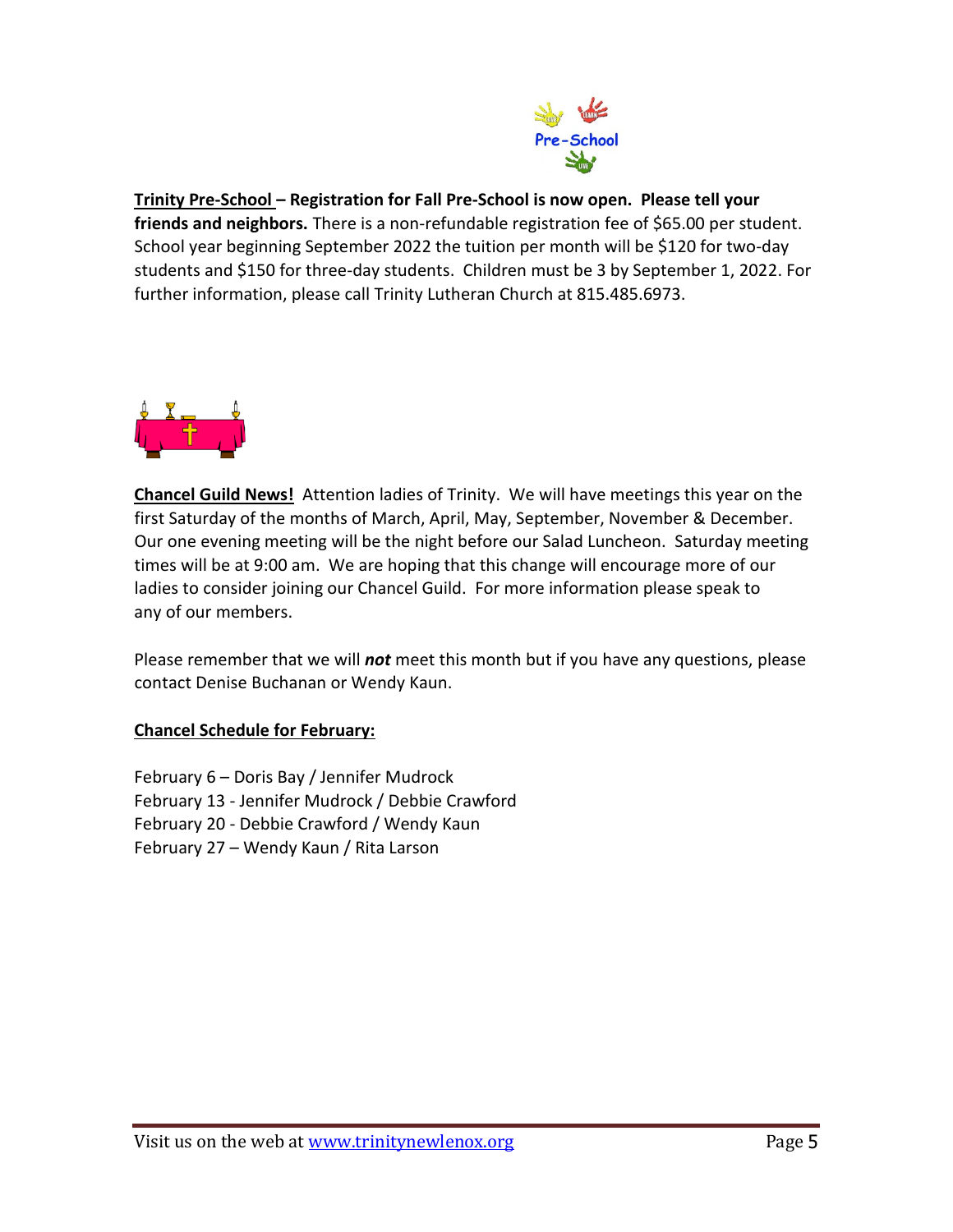**Trinity Pre-School – Registration for Fall Pre-School is now open. Please tell your friends and neighbors.** There is a non-refundable registration fee of $65.00 per student. School year beginning September 2022 the tuition per month will be $120 for two-day students and $150 for three-day students. Children must be 3 by September 1, 2022. For further information, please call Trinity Lutheran Church at 815.485.6973.

**Chancel Guild News!** Attention ladies of Trinity. We will have meetings this year on the first Saturday of the months of March, April, May, September, November & December. Our one evening meeting will be the night before our Salad Luncheon. Saturday meeting times will be at 9:00 am. We are hoping that this change will encourage more of our ladies to consider joining our Chancel Guild. For more information please speak to any of our members.

Please remember that we will ***not*** meet this month but if you have any questions, please contact Denise Buchanan or Wendy Kaun.

**Chancel Schedule for February:**

February 6 – Doris Bay / Jennifer Mudrock
February 13 - Jennifer Mudrock / Debbie Crawford
February 20 - Debbie Crawford / Wendy Kaun
February 27 – Wendy Kaun / Rita Larson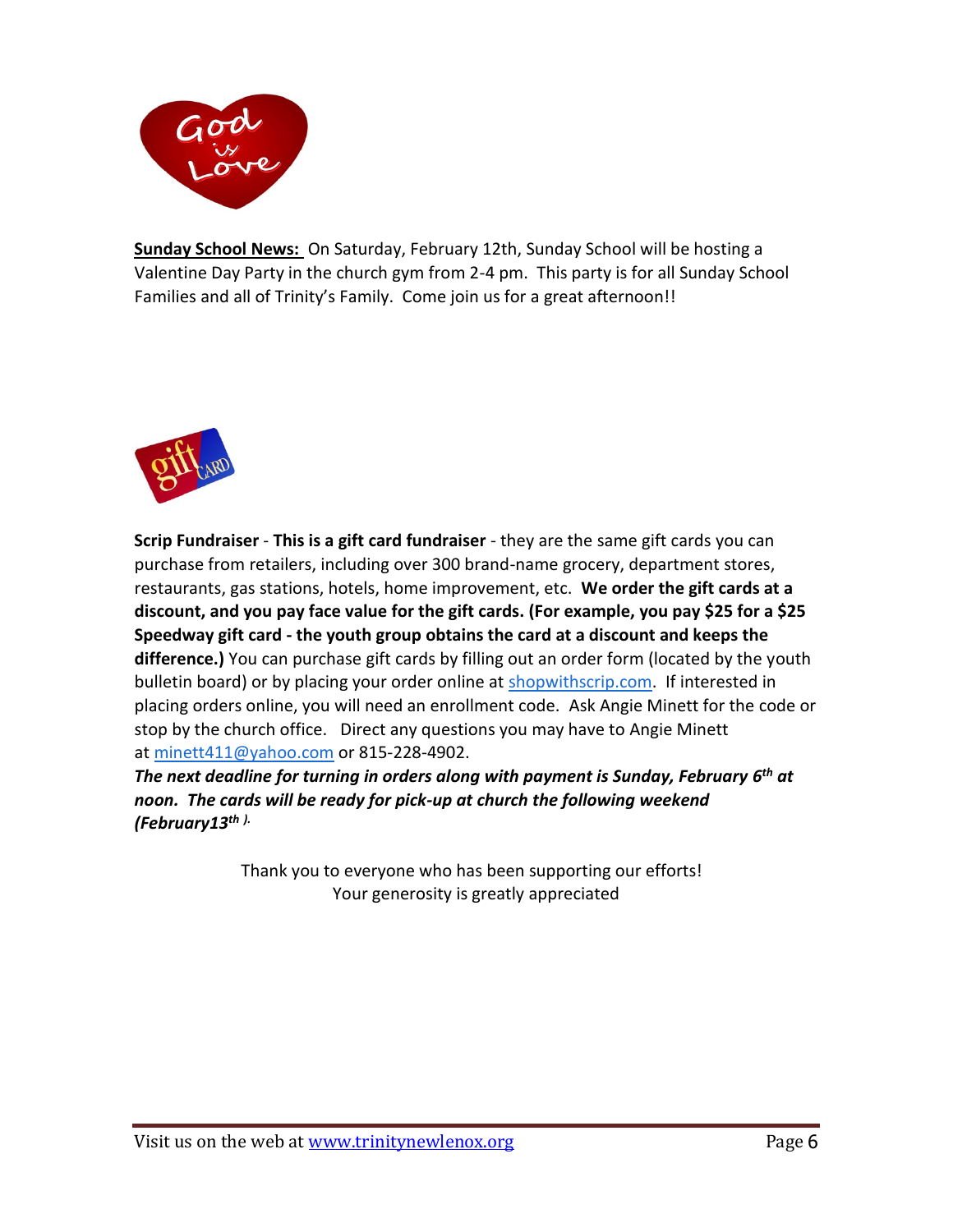**<u>Sunday School News:</u>** On Saturday, February 12th, Sunday School will be hosting a Valentine Day Party in the church gym from 2-4 pm. This party is for all Sunday School Families and all of Trinity's Family. Come join us for a great afternoon!!

**Scrip Fundraiser** - **This is a gift card fundraiser** - they are the same gift cards you can purchase from retailers, including over 300 brand-name grocery, department stores, restaurants, gas stations, hotels, home improvement, etc. **We order the gift cards at a discount, and you pay face value for the gift cards. (For example, you pay $25 for a $25 Speedway gift card - the youth group obtains the card at a discount and keeps the difference.)** You can purchase gift cards by filling out an order form (located by the youth bulletin board) or by placing your order online at shopwithscrip.com. If interested in placing orders online, you will need an enrollment code. Ask Angie Minett for the code or stop by the church office. Direct any questions you may have to Angie Minett at minett411@yahoo.com or 815-228-4902.

***The next deadline for turning in orders along with payment is Sunday, February 6th at noon. The cards will be ready for pick-up at church the following weekend (February13th ).***

Thank you to everyone who has been supporting our efforts!
Your generosity is greatly appreciated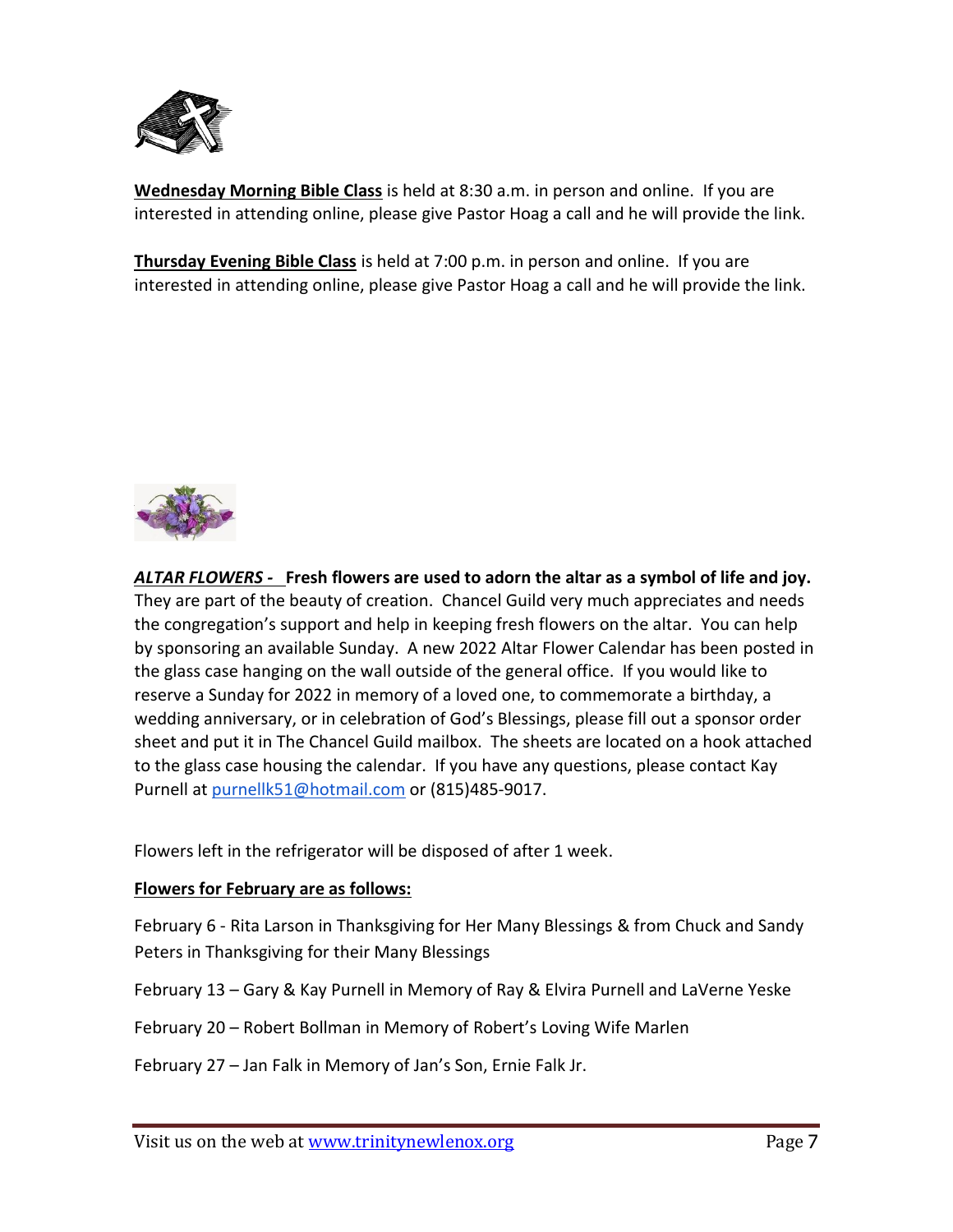**Wednesday Morning Bible Class** is held at 8:30 a.m. in person and online. If you are interested in attending online, please give Pastor Hoag a call and he will provide the link.

**Thursday Evening Bible Class** is held at 7:00 p.m. in person and online. If you are interested in attending online, please give Pastor Hoag a call and he will provide the link.

***ALTAR FLOWERS -*** **Fresh flowers are used to adorn the altar as a symbol of life and joy.** They are part of the beauty of creation. Chancel Guild very much appreciates and needs the congregation's support and help in keeping fresh flowers on the altar. You can help by sponsoring an available Sunday. A new 2022 Altar Flower Calendar has been posted in the glass case hanging on the wall outside of the general office. If you would like to reserve a Sunday for 2022 in memory of a loved one, to commemorate a birthday, a wedding anniversary, or in celebration of God's Blessings, please fill out a sponsor order sheet and put it in The Chancel Guild mailbox. The sheets are located on a hook attached to the glass case housing the calendar. If you have any questions, please contact Kay Purnell at purnellk51@hotmail.com or (815)485-9017.

Flowers left in the refrigerator will be disposed of after 1 week.

**Flowers for February are as follows:**

February 6 - Rita Larson in Thanksgiving for Her Many Blessings & from Chuck and Sandy Peters in Thanksgiving for their Many Blessings

February 13 – Gary & Kay Purnell in Memory of Ray & Elvira Purnell and LaVerne Yeske

February 20 – Robert Bollman in Memory of Robert's Loving Wife Marlen

February 27 – Jan Falk in Memory of Jan's Son, Ernie Falk Jr.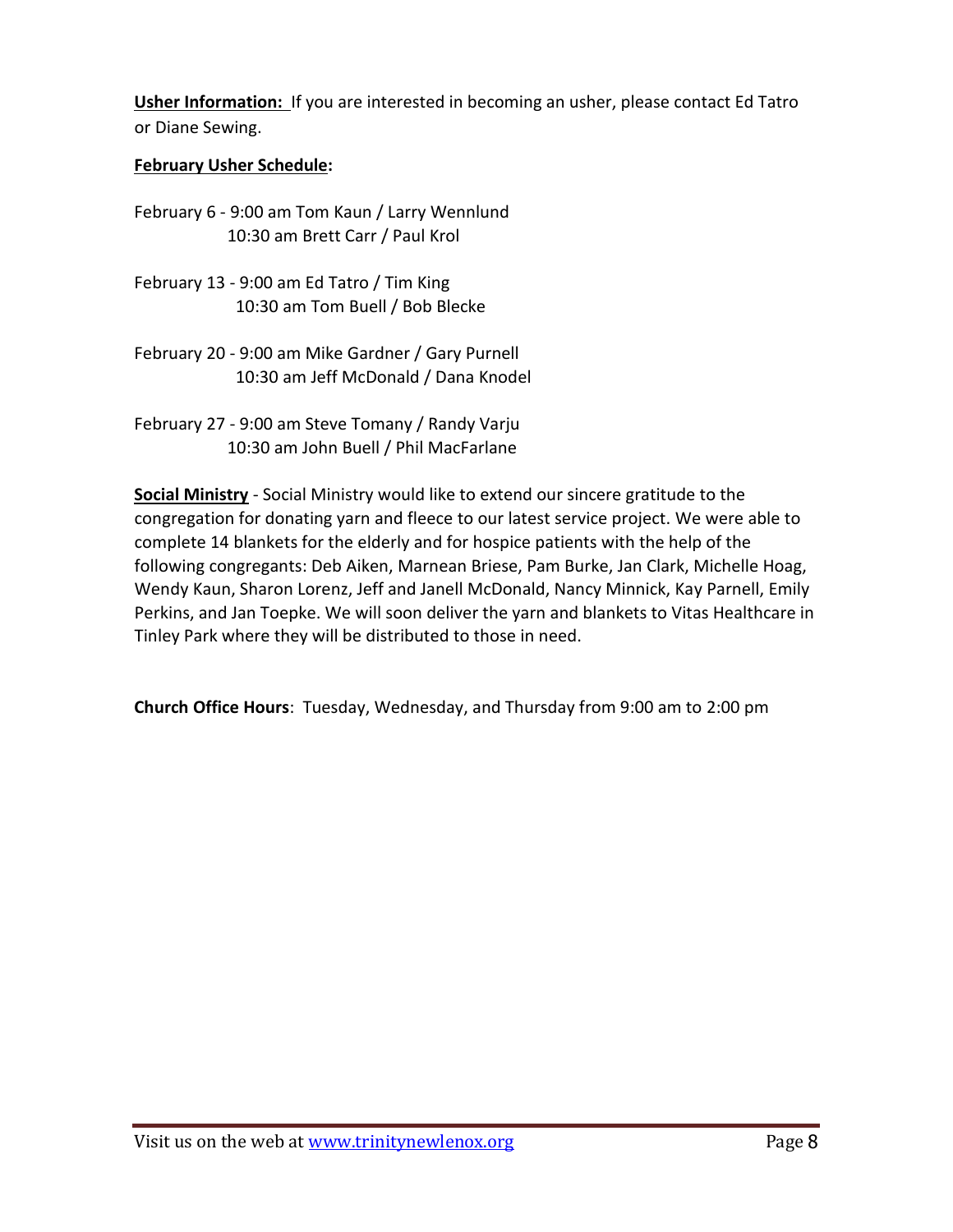**Usher Information:** If you are interested in becoming an usher, please contact Ed Tatro or Diane Sewing.

**February Usher Schedule:**

February 6 - 9:00 am Tom Kaun / Larry Wennlund
10:30 am Brett Carr / Paul Krol

February 13 - 9:00 am Ed Tatro / Tim King
10:30 am Tom Buell / Bob Blecke

February 20 - 9:00 am Mike Gardner / Gary Purnell
10:30 am Jeff McDonald / Dana Knodel

February 27 - 9:00 am Steve Tomany / Randy Varju
10:30 am John Buell / Phil MacFarlane

**Social Ministry** - Social Ministry would like to extend our sincere gratitude to the congregation for donating yarn and fleece to our latest service project. We were able to complete 14 blankets for the elderly and for hospice patients with the help of the following congregants: Deb Aiken, Marnean Briese, Pam Burke, Jan Clark, Michelle Hoag, Wendy Kaun, Sharon Lorenz, Jeff and Janell McDonald, Nancy Minnick, Kay Parnell, Emily Perkins, and Jan Toepke. We will soon deliver the yarn and blankets to Vitas Healthcare in Tinley Park where they will be distributed to those in need.

**Church Office Hours**: Tuesday, Wednesday, and Thursday from 9:00 am to 2:00 pm